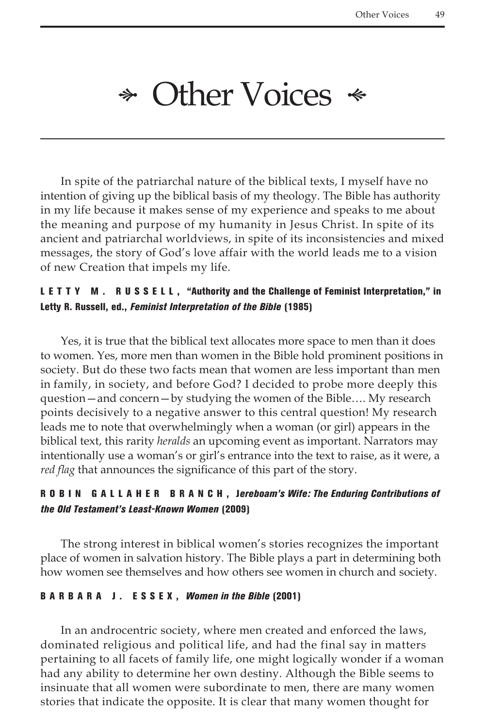# Other Voices

In spite of the patriarchal nature of the biblical texts, I myself have no intention of giving up the biblical basis of my theology. The Bible has authority in my life because it makes sense of my experience and speaks to me about the meaning and purpose of my humanity in Jesus Christ. In spite of its ancient and patriarchal worldviews, in spite of its inconsistencies and mixed messages, the story of God's love affair with the world leads me to a vision of new Creation that impels my life.

**LETTY M. RUSSELL, "Authority and the Challenge of Feminist Interpretation," in Letty R. Russell, ed., *Feminist Interpretation of the Bible* (1985)**

Yes, it is true that the biblical text allocates more space to men than it does to women. Yes, more men than women in the Bible hold prominent positions in society. But do these two facts mean that women are less important than men in family, in society, and before God? I decided to probe more deeply this question—and concern—by studying the women of the Bible…. My research points decisively to a negative answer to this central question! My research leads me to note that overwhelmingly when a woman (or girl) appears in the biblical text, this rarity *heralds* an upcoming event as important. Narrators may intentionally use a woman's or girl's entrance into the text to raise, as it were, a *red flag* that announces the significance of this part of the story.

**ROBIN GALLAHER BRANCH, *Jereboam's Wife: The Enduring Contributions of the Old Testament's Least-Known Women* (2009)**

The strong interest in biblical women's stories recognizes the important place of women in salvation history. The Bible plays a part in determining both how women see themselves and how others see women in church and society.

**BARBARA J. ESSEX, *Women in the Bible* (2001)**

In an androcentric society, where men created and enforced the laws, dominated religious and political life, and had the final say in matters pertaining to all facets of family life, one might logically wonder if a woman had any ability to determine her own destiny. Although the Bible seems to insinuate that all women were subordinate to men, there are many women stories that indicate the opposite. It is clear that many women thought for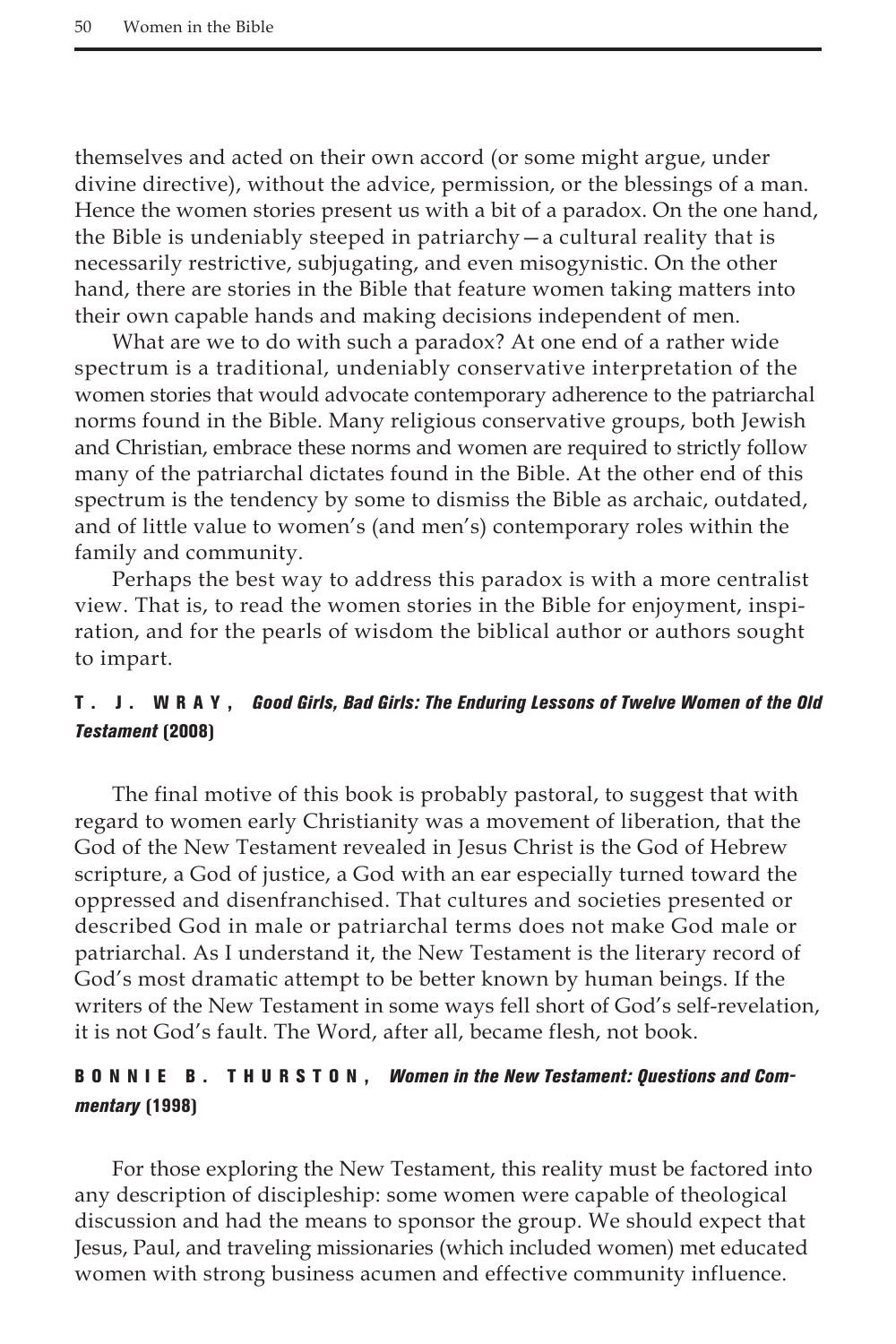themselves and acted on their own accord (or some might argue, under divine directive), without the advice, permission, or the blessings of a man. Hence the women stories present us with a bit of a paradox. On the one hand, the Bible is undeniably steeped in patriarchy—a cultural reality that is necessarily restrictive, subjugating, and even misogynistic. On the other hand, there are stories in the Bible that feature women taking matters into their own capable hands and making decisions independent of men.

What are we to do with such a paradox? At one end of a rather wide spectrum is a traditional, undeniably conservative interpretation of the women stories that would advocate contemporary adherence to the patriarchal norms found in the Bible. Many religious conservative groups, both Jewish and Christian, embrace these norms and women are required to strictly follow many of the patriarchal dictates found in the Bible. At the other end of this spectrum is the tendency by some to dismiss the Bible as archaic, outdated, and of little value to women's (and men's) contemporary roles within the family and community.

Perhaps the best way to address this paradox is with a more centralist view. That is, to read the women stories in the Bible for enjoyment, inspiration, and for the pearls of wisdom the biblical author or authors sought to impart.

**T. J. WRAY,** ***Good Girls, Bad Girls: The Enduring Lessons of Twelve Women of the Old Testament*** **(2008)**

The final motive of this book is probably pastoral, to suggest that with regard to women early Christianity was a movement of liberation, that the God of the New Testament revealed in Jesus Christ is the God of Hebrew scripture, a God of justice, a God with an ear especially turned toward the oppressed and disenfranchised. That cultures and societies presented or described God in male or patriarchal terms does not make God male or patriarchal. As I understand it, the New Testament is the literary record of God's most dramatic attempt to be better known by human beings. If the writers of the New Testament in some ways fell short of God's self-revelation, it is not God's fault. The Word, after all, became flesh, not book.

**BONNIE B. THURSTON,** ***Women in the New Testament: Questions and Commentary*** **(1998)**

For those exploring the New Testament, this reality must be factored into any description of discipleship: some women were capable of theological discussion and had the means to sponsor the group. We should expect that Jesus, Paul, and traveling missionaries (which included women) met educated women with strong business acumen and effective community influence.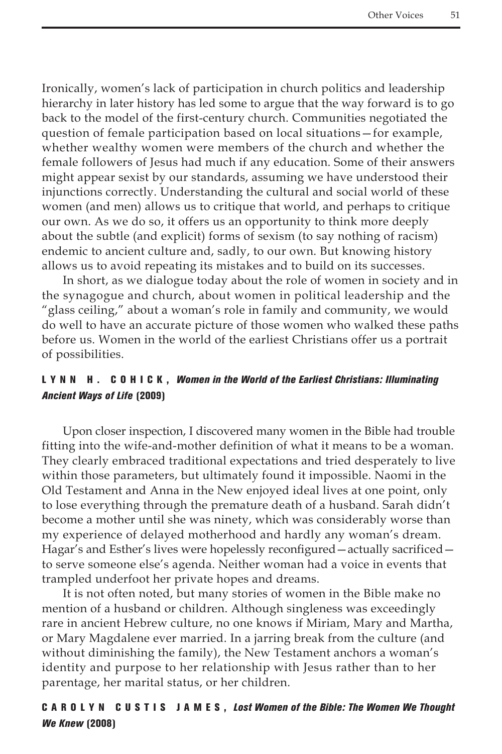Ironically, women's lack of participation in church politics and leadership hierarchy in later history has led some to argue that the way forward is to go back to the model of the first-century church. Communities negotiated the question of female participation based on local situations—for example, whether wealthy women were members of the church and whether the female followers of Jesus had much if any education. Some of their answers might appear sexist by our standards, assuming we have understood their injunctions correctly. Understanding the cultural and social world of these women (and men) allows us to critique that world, and perhaps to critique our own. As we do so, it offers us an opportunity to think more deeply about the subtle (and explicit) forms of sexism (to say nothing of racism) endemic to ancient culture and, sadly, to our own. But knowing history allows us to avoid repeating its mistakes and to build on its successes.

In short, as we dialogue today about the role of women in society and in the synagogue and church, about women in political leadership and the "glass ceiling," about a woman's role in family and community, we would do well to have an accurate picture of those women who walked these paths before us. Women in the world of the earliest Christians offer us a portrait of possibilities.

**LYNN H. COHICK, *Women in the World of the Earliest Christians: Illuminating Ancient Ways of Life* (2009)**

Upon closer inspection, I discovered many women in the Bible had trouble fitting into the wife-and-mother definition of what it means to be a woman. They clearly embraced traditional expectations and tried desperately to live within those parameters, but ultimately found it impossible. Naomi in the Old Testament and Anna in the New enjoyed ideal lives at one point, only to lose everything through the premature death of a husband. Sarah didn't become a mother until she was ninety, which was considerably worse than my experience of delayed motherhood and hardly any woman's dream. Hagar's and Esther's lives were hopelessly reconfigured—actually sacrificed—to serve someone else's agenda. Neither woman had a voice in events that trampled underfoot her private hopes and dreams.

It is not often noted, but many stories of women in the Bible make no mention of a husband or children. Although singleness was exceedingly rare in ancient Hebrew culture, no one knows if Miriam, Mary and Martha, or Mary Magdalene ever married. In a jarring break from the culture (and without diminishing the family), the New Testament anchors a woman's identity and purpose to her relationship with Jesus rather than to her parentage, her marital status, or her children.

**CAROLYN CUSTIS JAMES, *Lost Women of the Bible: The Women We Thought We Knew* (2008)**